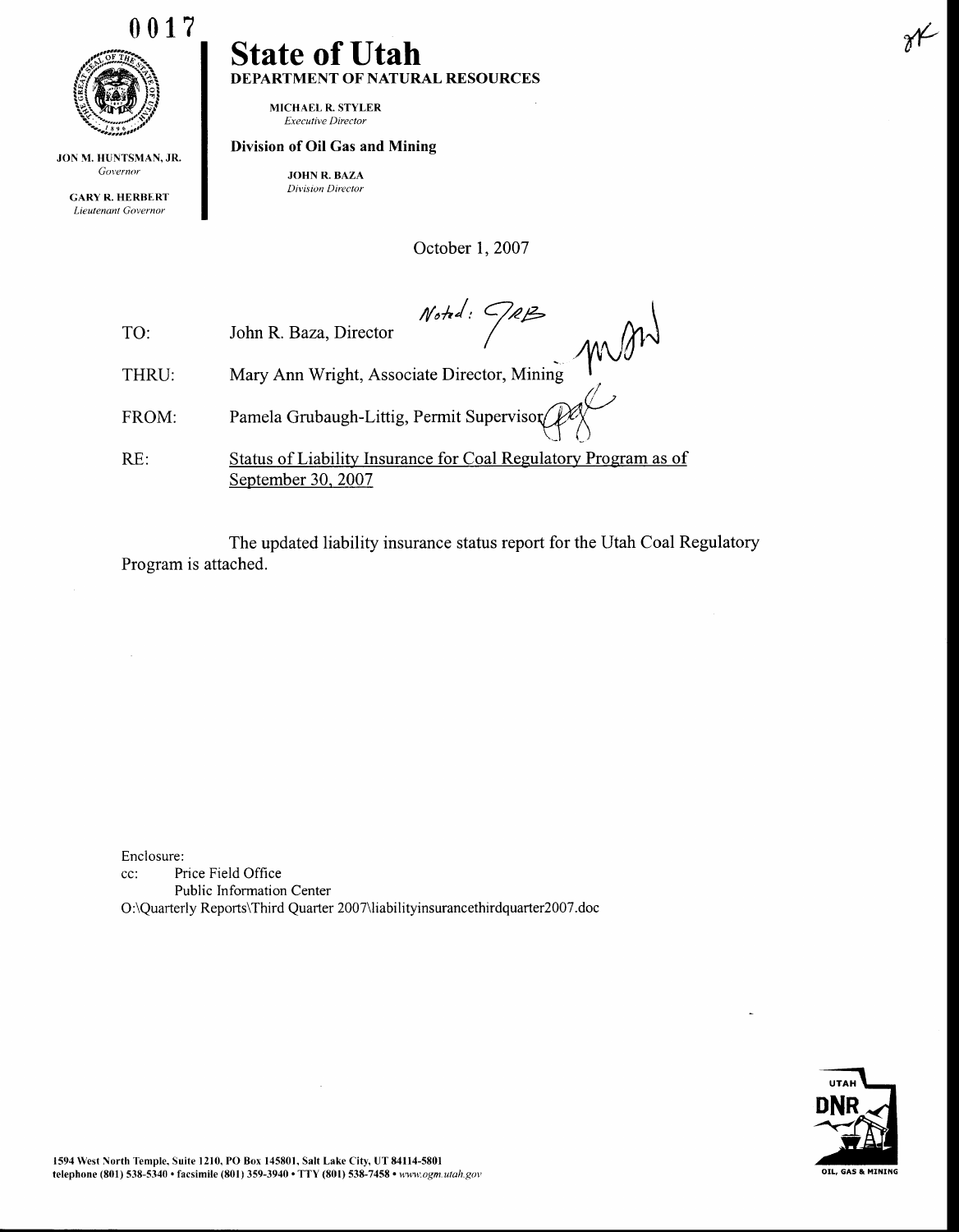0017

JON M. HUNTSMAN, JR.
*Governor*

GARY R. HERBERT
*Lieutenant Governor*

# State of Utah

**DEPARTMENT OF NATURAL RESOURCES**

MICHAEL R. STYLER
*Executive Director*

**Division of Oil Gas and Mining**

JOHN R. BAZA
*Division Director*

October 1, 2007

TO: John R. Baza, Director

THRU: Mary Ann Wright, Associate Director, Mining

FROM: Pamela Grubaugh-Littig, Permit Supervisor

RE: Status of Liability Insurance for Coal Regulatory Program as of September 30, 2007

The updated liability insurance status report for the Utah Coal Regulatory Program is attached.

Enclosure:
cc: Price Field Office
Public Information Center
O:\Quarterly Reports\Third Quarter 2007\liabilityinsurancethirdquarter2007.doc

1594 West North Temple, Suite 1210, PO Box 145801, Salt Lake City, UT 84114-5801
telephone (801) 538-5340 • facsimile (801) 359-3940 • TTY (801) 538-7458 • www.ogm.utah.gov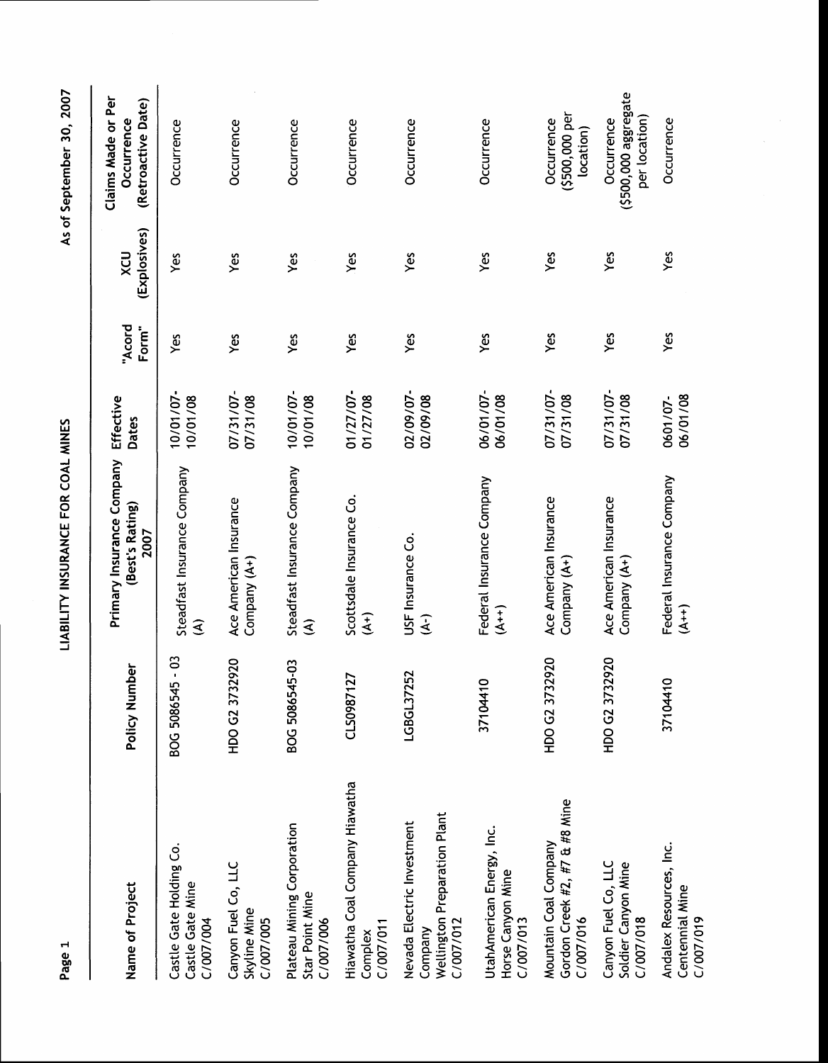# LIABILITY INSURANCE FOR COAL MINES

As of September 30, 2007

| Name of Project | Policy Number | Primary Insurance Company (Best's Rating) 2007 | Effective Dates | "Acord Form" | XCU (Explosives) | Claims Made or Per Occurrence (Retroactive Date) |
|---|---|---|---|---|---|---|
| Castle Gate Holding Co. Castle Gate Mine C/007/004 | BOG 5086545 - 03 | Steadfast Insurance Company (A) | 10/01/07-10/01/08 | Yes | Yes | Occurrence |
| Canyon Fuel Co, LLC Skyline Mine C/007/005 | HDO G2 3732920 | Ace American Insurance Company (A+) | 07/31/07-07/31/08 | Yes | Yes | Occurrence |
| Plateau Mining Corporation Star Point Mine C/007/006 | BOG 5086545-03 | Steadfast Insurance Company (A) | 10/01/07-10/01/08 | Yes | Yes | Occurrence |
| Hiawatha Coal Company Hiawatha Complex C/007/011 | CLS0987127 | Scottsdale Insurance Co. (A+) | 01/27/07-01/27/08 | Yes | Yes | Occurrence |
| Nevada Electric Investment Company Wellington Preparation Plant C/007/012 | LGBGL37252 | USF Insurance Co. (A-) | 02/09/07-02/09/08 | Yes | Yes | Occurrence |
| UtahAmerican Energy, Inc. Horse Canyon Mine C/007/013 | 37104410 | Federal Insurance Company (A++) | 06/01/07-06/01/08 | Yes | Yes | Occurrence |
| Mountain Coal Company Gordon Creek #2, #7 & #8 Mine C/007/016 | HDO G2 3732920 | Ace American Insurance Company (A+) | 07/31/07-07/31/08 | Yes | Yes | Occurrence ($500,000 per location) |
| Canyon Fuel Co, LLC Soldier Canyon Mine C/007/018 | HDO G2 3732920 | Ace American Insurance Company (A+) | 07/31/07-07/31/08 | Yes | Yes | Occurrence ($500,000 aggregate per location) |
| Andalex Resources, Inc. Centennial Mine C/007/019 | 37104410 | Federal Insurance Company (A++) | 0601/07-06/01/08 | Yes | Yes | Occurrence |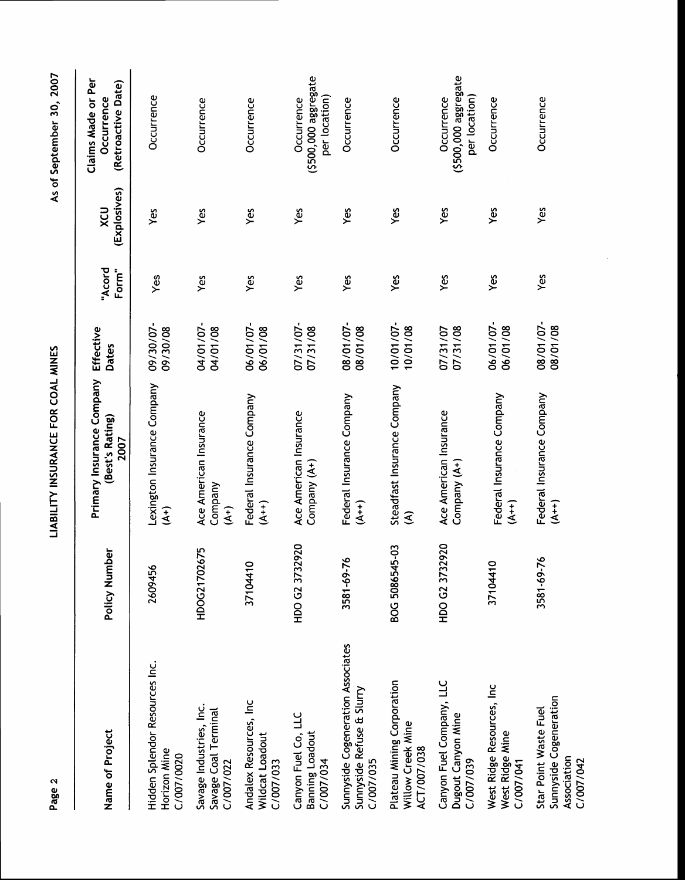# LIABILITY INSURANCE FOR COAL MINES

As of September 30, 2007

| Name of Project | Policy Number | Primary Insurance Company (Best's Rating) 2007 | Effective Dates | "Acord Form" | XCU (Explosives) | Claims Made or Per Occurrence (Retroactive Date) |
|---|---|---|---|---|---|---|
| Hidden Splendor Resources Inc. Horizon Mine C/007/0020 | 2609456 | Lexington Insurance Company (A+) | 09/30/07-09/30/08 | Yes | Yes | Occurrence |
| Savage Industries, Inc. Savage Coal Terminal C/007/022 | HDOG21702675 | Ace American Insurance Company (A+) | 04/01/07-04/01/08 | Yes | Yes | Occurrence |
| Andalex Resources, Inc Wildcat Loadout C/007/033 | 37104410 | Federal Insurance Company (A++) | 06/01/07-06/01/08 | Yes | Yes | Occurrence |
| Canyon Fuel Co, LLC Banning Loadout C/007/034 | HDO G2 3732920 | Ace American Insurance Company (A+) | 07/31/07-07/31/08 | Yes | Yes | Occurrence ($500,000 aggregate per location) |
| Sunnyside Cogeneration Associates Sunnyside Refuse & Slurry C/007/035 | 3581-69-76 | Federal Insurance Company (A++) | 08/01/07-08/01/08 | Yes | Yes | Occurrence |
| Plateau Mining Corporation Willow Creek Mine ACT/007/038 | BOG 5086545-03 | Steadfast Insurance Company (A) | 10/01/07-10/01/08 | Yes | Yes | Occurrence |
| Canyon Fuel Company, LLC Dugout Canyon Mine C/007/039 | HDO G2 3732920 | Ace American Insurance Company (A+) | 07/31/07 07/31/08 | Yes | Yes | Occurrence ($500,000 aggregate per location) |
| West Ridge Resources, Inc West Ridge Mine C/007/041 | 37104410 | Federal Insurance Company (A++) | 06/01/07-06/01/08 | Yes | Yes | Occurrence |
| Star Point Waste Fuel Sunnyside Cogeneration Association C/007/042 | 3581-69-76 | Federal Insurance Company (A++) | 08/01/07-08/01/08 | Yes | Yes | Occurrence |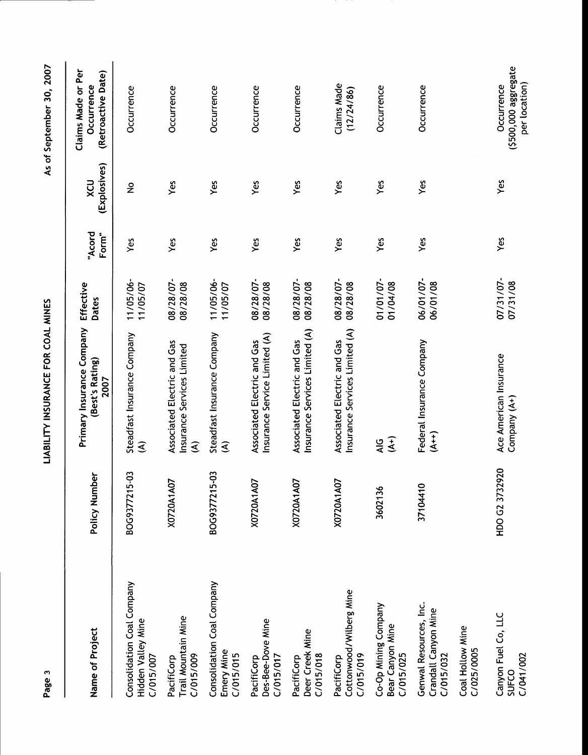# LIABILITY INSURANCE FOR COAL MINES

As of September 30, 2007

| Name of Project | Policy Number | Primary Insurance Company (Best's Rating) 2007 | Effective Dates | "Acord Form" | XCU (Explosives) | Claims Made or Per Occurrence (Retroactive Date) |
|---|---|---|---|---|---|---|
| Consolidation Coal Company Hidden Valley Mine C/015/007 | BOG9377215-03 | Steadfast Insurance Company (A) | 11/05/06-11/05/07 | Yes | No | Occurrence |
| PacifiCorp Trail Mountain Mine C/015/009 | X0720A1A07 | Associated Electric and Gas Insurance Services Limited (A) | 08/28/07-08/28/08 | Yes | Yes | Occurrence |
| Consolidation Coal Company Emery Mine C/015/015 | BOG9377215-03 | Steadfast Insurance Company (A) | 11/05/06-11/05/07 | Yes | Yes | Occurrence |
| PacifiCorp Des-Bee-Dove Mine C/015/017 | X0720A1A07 | Associated Electric and Gas Insurance Service Limited (A) | 08/28/07-08/28/08 | Yes | Yes | Occurrence |
| PacifiCorp Deer Creek Mine C/015/018 | X0720A1A07 | Associated Electric and Gas Insurance Services Limited (A) | 08/28/07-08/28/08 | Yes | Yes | Occurrence |
| PacifiCorp Cottonwood/Wilberg Mine C/015/019 | X0720A1A07 | Associated Electric and Gas Insurance Services Limited (A) | 08/28/07-08/28/08 | Yes | Yes | Claims Made (12/24/86) |
| Co-Op Mining Company Bear Canyon Mine C/015/025 | 3602136 | AIG (A+) | 01/01/07-01/04/08 | Yes | Yes | Occurrence |
| Genwal Resources, Inc. Crandall Canyon Mine C/015/032 | 37104410 | Federal Insurance Company (A++) | 06/01/07-06/01/08 | Yes | Yes | Occurrence |
| Coal Hollow Mine C/025/0005 | | | | | | |
| Canyon Fuel Co, LLC SUFCO C/041/002 | HDO G2 3732920 | Ace American Insurance Company (A+) | 07/31/07-07/31/08 | Yes | Yes | Occurrence ($500,000 aggregate per location) |